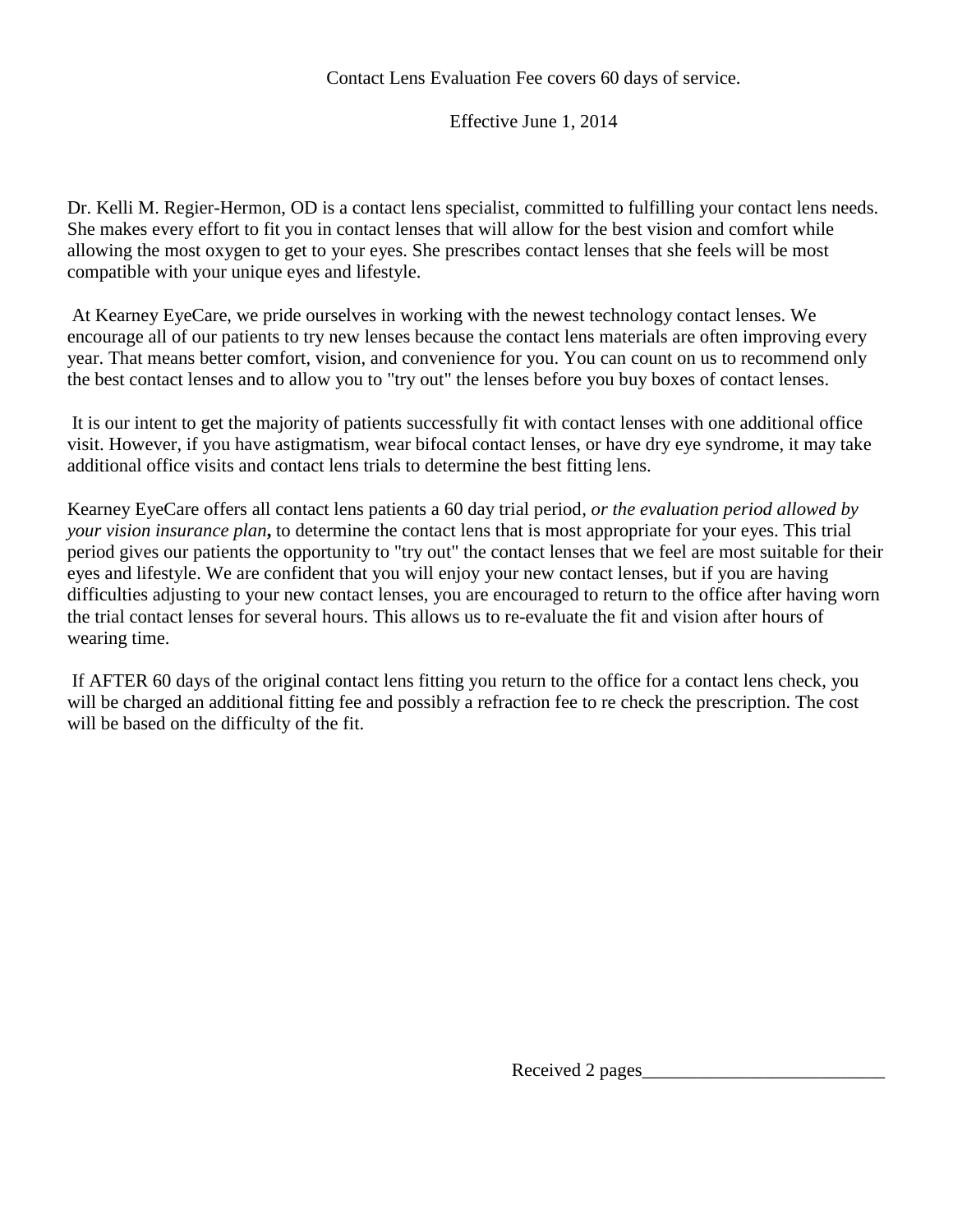Contact Lens Evaluation Fee covers 60 days of service.

Effective June 1, 2014

Dr. Kelli M. Regier-Hermon, OD is a contact lens specialist, committed to fulfilling your contact lens needs. She makes every effort to fit you in contact lenses that will allow for the best vision and comfort while allowing the most oxygen to get to your eyes. She prescribes contact lenses that she feels will be most compatible with your unique eyes and lifestyle.

At Kearney EyeCare, we pride ourselves in working with the newest technology contact lenses. We encourage all of our patients to try new lenses because the contact lens materials are often improving every year. That means better comfort, vision, and convenience for you. You can count on us to recommend only the best contact lenses and to allow you to "try out" the lenses before you buy boxes of contact lenses.

It is our intent to get the majority of patients successfully fit with contact lenses with one additional office visit. However, if you have astigmatism, wear bifocal contact lenses, or have dry eye syndrome, it may take additional office visits and contact lens trials to determine the best fitting lens.

Kearney EyeCare offers all contact lens patients a 60 day trial period, *or the evaluation period allowed by your vision insurance plan***,** to determine the contact lens that is most appropriate for your eyes. This trial period gives our patients the opportunity to "try out" the contact lenses that we feel are most suitable for their eyes and lifestyle. We are confident that you will enjoy your new contact lenses, but if you are having difficulties adjusting to your new contact lenses, you are encouraged to return to the office after having worn the trial contact lenses for several hours. This allows us to re-evaluate the fit and vision after hours of wearing time.

If AFTER 60 days of the original contact lens fitting you return to the office for a contact lens check, you will be charged an additional fitting fee and possibly a refraction fee to re check the prescription. The cost will be based on the difficulty of the fit.

Received 2 pages__________________________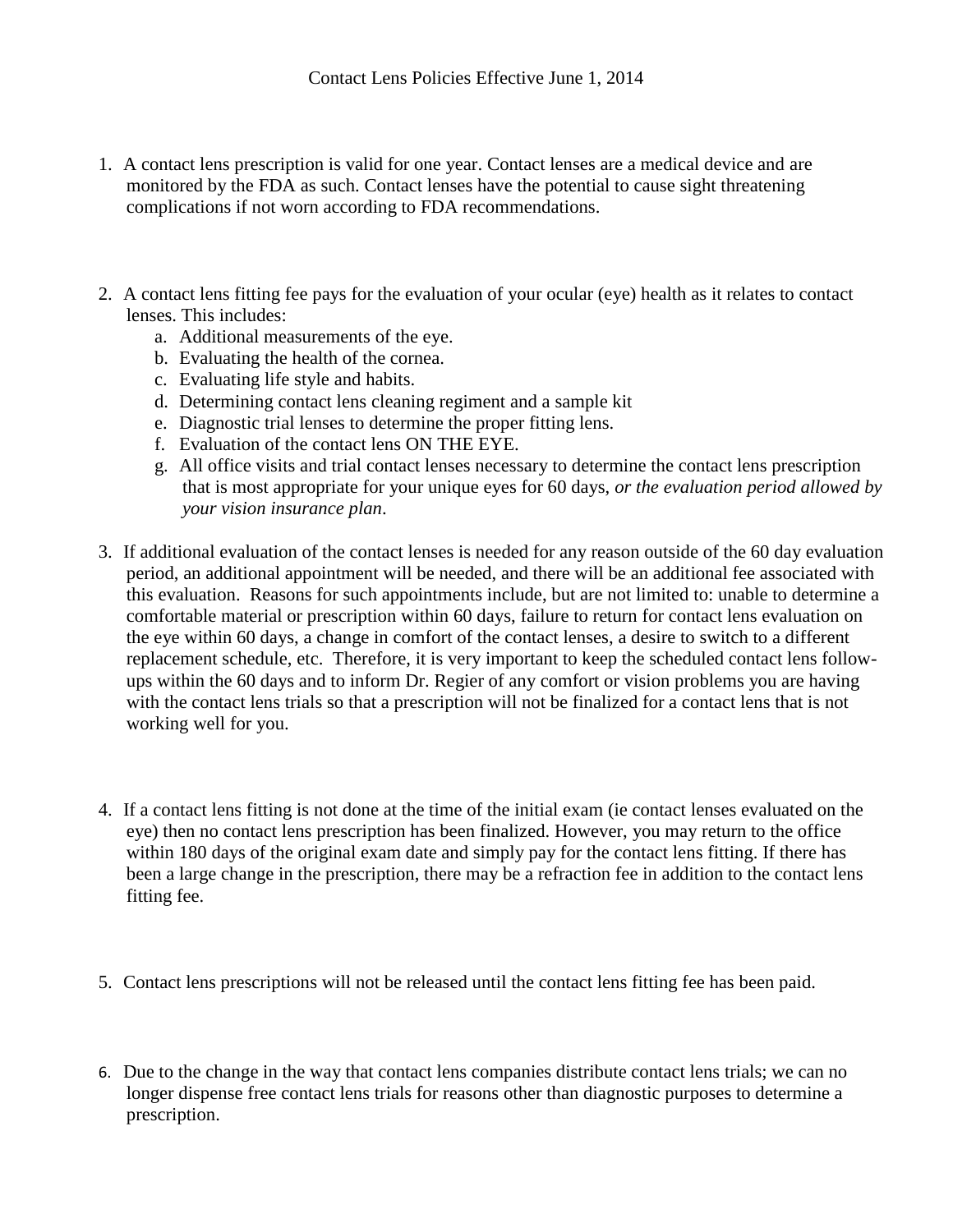# Contact Lens Policies Effective June 1, 2014

1. A contact lens prescription is valid for one year. Contact lenses are a medical device and are monitored by the FDA as such. Contact lenses have the potential to cause sight threatening complications if not worn according to FDA recommendations.

2. A contact lens fitting fee pays for the evaluation of your ocular (eye) health as it relates to contact lenses. This includes:
   a. Additional measurements of the eye.
   b. Evaluating the health of the cornea.
   c. Evaluating life style and habits.
   d. Determining contact lens cleaning regiment and a sample kit
   e. Diagnostic trial lenses to determine the proper fitting lens.
   f. Evaluation of the contact lens ON THE EYE.
   g. All office visits and trial contact lenses necessary to determine the contact lens prescription that is most appropriate for your unique eyes for 60 days, *or the evaluation period allowed by your vision insurance plan*.

3. If additional evaluation of the contact lenses is needed for any reason outside of the 60 day evaluation period, an additional appointment will be needed, and there will be an additional fee associated with this evaluation. Reasons for such appointments include, but are not limited to: unable to determine a comfortable material or prescription within 60 days, failure to return for contact lens evaluation on the eye within 60 days, a change in comfort of the contact lenses, a desire to switch to a different replacement schedule, etc. Therefore, it is very important to keep the scheduled contact lens follow-ups within the 60 days and to inform Dr. Regier of any comfort or vision problems you are having with the contact lens trials so that a prescription will not be finalized for a contact lens that is not working well for you.

4. If a contact lens fitting is not done at the time of the initial exam (ie contact lenses evaluated on the eye) then no contact lens prescription has been finalized. However, you may return to the office within 180 days of the original exam date and simply pay for the contact lens fitting. If there has been a large change in the prescription, there may be a refraction fee in addition to the contact lens fitting fee.

5. Contact lens prescriptions will not be released until the contact lens fitting fee has been paid.

6. Due to the change in the way that contact lens companies distribute contact lens trials; we can no longer dispense free contact lens trials for reasons other than diagnostic purposes to determine a prescription.